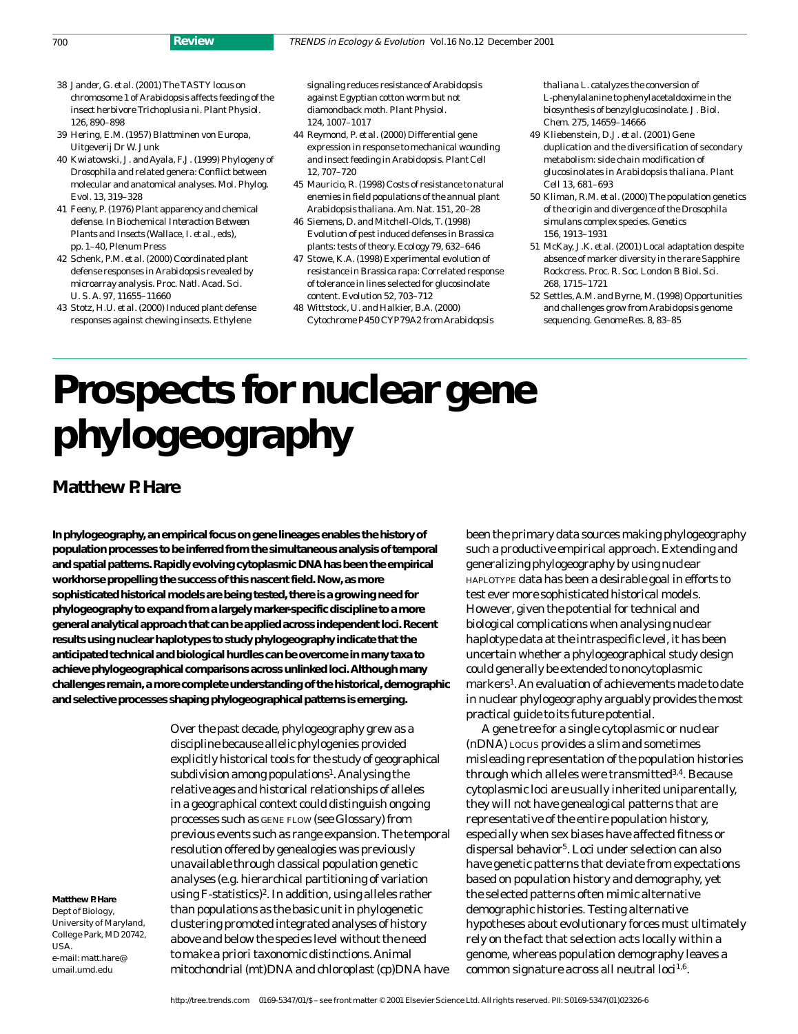38 Jander, G. *et al.* (2001) The TASTY locus on chromosome 1 of *Arabidopsis* affects feeding of the insect herbivore *Trichoplusia ni*. *Plant Physiol.* 126, 890–898

39 Hering, E.M. (1957) *Blattminen von Europa*, Uitgeverij Dr W. Junk

40 Kwiatowski, J. and Ayala, F.J. (1999) Phylogeny of *Drosophila* and related genera: Conflict between molecular and anatomical analyses. *Mol. Phylog. Evol.* 13, 319–328

41 Feeny, P. (1976) Plant apparency and chemical defense. In *Biochemical Interaction Between Plants and Insects* (Wallace, I. *et al.*, eds), pp. 1–40, Plenum Press

42 Schenk, P.M. *et al.* (2000) Coordinated plant defense responses in *Arabidopsis* revealed by microarray analysis. *Proc. Natl. Acad. Sci. U. S. A.* 97, 11655–11660

43 Stotz, H.U. *et al.* (2000) Induced plant defense responses against chewing insects. Ethylene signaling reduces resistance of *Arabidopsis* against Egyptian cotton worm but not diamondback moth. *Plant Physiol.* 124, 1007–1017

44 Reymond, P. *et al.* (2000) Differential gene expression in response to mechanical wounding and insect feeding in *Arabidopsis*. *Plant Cell* 12, 707–720

45 Mauricio, R. (1998) Costs of resistance to natural enemies in field populations of the annual plant *Arabidopsis thaliana*. *Am. Nat.* 151, 20–28

46 Siemens, D. and Mitchell-Olds, T. (1998) Evolution of pest induced defenses in *Brassica* plants: tests of theory. *Ecology* 79, 632–646

47 Stowe, K.A. (1998) Experimental evolution of resistance in *Brassica rapa*: Correlated response of tolerance in lines selected for glucosinolate content. *Evolution* 52, 703–712

48 Wittstock, U. and Halkier, B.A. (2000) Cytochrome P450 CYP79A2 from *Arabidopsis thaliana* L. catalyzes the conversion of L-phenylalanine to phenylacetaldoxime in the biosynthesis of benzylglucosinolate. *J. Biol. Chem.* 275, 14659–14666

49 Kliebenstein, D.J. *et al.* (2001) Gene duplication and the diversification of secondary metabolism: side chain modification of glucosinolates in *Arabidopsis thaliana*. *Plant Cell* 13, 681–693

50 Kliman, R.M. *et al.* (2000) The population genetics of the origin and divergence of the *Drosophila simulans* complex species. *Genetics* 156, 1913–1931

51 McKay, J.K. *et al.* (2001) Local adaptation despite absence of marker diversity in the rare Sapphire Rockcress. *Proc. R. Soc. London B Biol. Sci.* 268, 1715–1721

52 Settles, A.M. and Byrne, M. (1998) Opportunities and challenges grow from *Arabidopsis* genome sequencing. *Genome Res.* 8, 83–85

# Prospects for nuclear gene phylogeography

## Matthew P. Hare

**In phylogeography, an empirical focus on gene lineages enables the history of population processes to be inferred from the simultaneous analysis of temporal and spatial patterns. Rapidly evolving cytoplasmic DNA has been the empirical workhorse propelling the success of this nascent field. Now, as more sophisticated historical models are being tested, there is a growing need for phylogeography to expand from a largely marker-specific discipline to a more general analytical approach that can be applied across independent loci. Recent results using nuclear haplotypes to study phylogeography indicate that the anticipated technical and biological hurdles can be overcome in many taxa to achieve phylogeographical comparisons across unlinked loci. Although many challenges remain, a more complete understanding of the historical, demographic and selective processes shaping phylogeographical patterns is emerging.**

Over the past decade, phylogeography grew as a discipline because allelic phylogenies provided explicitly historical tools for the study of geographical subdivision among populations[1]. Analysing the relative ages and historical relationships of alleles in a geographical context could distinguish ongoing processes such as GENE FLOW (see Glossary) from previous events such as range expansion. The temporal resolution offered by genealogies was previously unavailable through classical population genetic analyses (e.g. hierarchical partitioning of variation using F-statistics)[2]. In addition, using alleles rather than populations as the basic unit in phylogenetic clustering promoted integrated analyses of history above and below the species level without the need to make a priori taxonomic distinctions. Animal mitochondrial (mt)DNA and chloroplast (cp)DNA have been the primary data sources making phylogeography such a productive empirical approach. Extending and generalizing phylogeography by using nuclear HAPLOTYPE data has been a desirable goal in efforts to test ever more sophisticated historical models. However, given the potential for technical and biological complications when analysing nuclear haplotype data at the intraspecific level, it has been uncertain whether a phylogeographical study design could generally be extended to noncytoplasmic markers[1]. An evaluation of achievements made to date in nuclear phylogeography arguably provides the most practical guide to its future potential.

A gene tree for a single cytoplasmic or nuclear (nDNA) LOCUS provides a slim and sometimes misleading representation of the population histories through which alleles were transmitted[3,4]. Because cytoplasmic loci are usually inherited uniparentally, they will not have genealogical patterns that are representative of the entire population history, especially when sex biases have affected fitness or dispersal behavior[5]. Loci under selection can also have genetic patterns that deviate from expectations based on population history and demography, yet the selected patterns often mimic alternative demographic histories. Testing alternative hypotheses about evolutionary forces must ultimately rely on the fact that selection acts locally within a genome, whereas population demography leaves a common signature across all neutral loci[1,6].

**Matthew P. Hare**
Dept of Biology, University of Maryland, College Park, MD 20742, USA.
e-mail: matt.hare@umail.umd.edu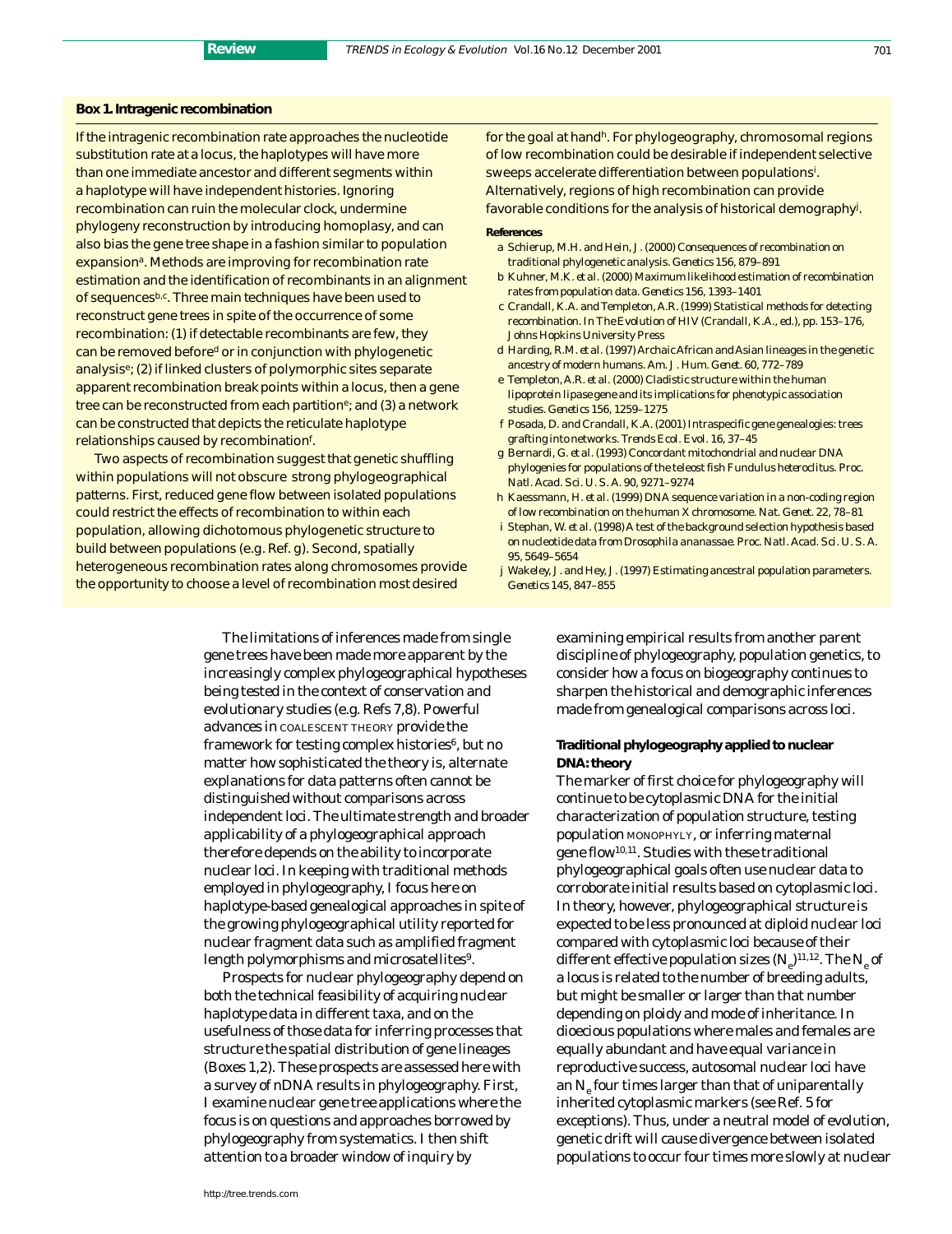### Box 1. Intragenic recombination

If the intragenic recombination rate approaches the nucleotide substitution rate at a locus, the haplotypes will have more than one immediate ancestor and different segments within a haplotype will have independent histories. Ignoring recombination can ruin the molecular clock, undermine phylogeny reconstruction by introducing homoplasy, and can also bias the gene tree shape in a fashion similar to population expansion[a]. Methods are improving for recombination rate estimation and the identification of recombinants in an alignment of sequences[b,c]. Three main techniques have been used to reconstruct gene trees in spite of the occurrence of some recombination: (1) if detectable recombinants are few, they can be removed before[d] or in conjunction with phylogenetic analysis[e]; (2) if linked clusters of polymorphic sites separate apparent recombination break points within a locus, then a gene tree can be reconstructed from each partition[e]; and (3) a network can be constructed that depicts the reticulate haplotype relationships caused by recombination[f].

Two aspects of recombination suggest that genetic shuffling within populations will not obscure strong phylogeographical patterns. First, reduced gene flow between isolated populations could restrict the effects of recombination to within each population, allowing dichotomous phylogenetic structure to build between populations (e.g. Ref. g). Second, spatially heterogeneous recombination rates along chromosomes provide the opportunity to choose a level of recombination most desired for the goal at hand[h]. For phylogeography, chromosomal regions of low recombination could be desirable if independent selective sweeps accelerate differentiation between populations[i]. Alternatively, regions of high recombination can provide favorable conditions for the analysis of historical demography[j].

**References**

- a Schierup, M.H. and Hein, J. (2000) Consequences of recombination on traditional phylogenetic analysis. *Genetics* 156, 879–891
- b Kuhner, M.K. *et al.* (2000) Maximum likelihood estimation of recombination rates from population data. *Genetics* 156, 1393–1401
- c Crandall, K.A. and Templeton, A.R. (1999) Statistical methods for detecting recombination. In *The Evolution of HIV* (Crandall, K.A., ed.), pp. 153–176, Johns Hopkins University Press
- d Harding, R.M. *et al.* (1997) Archaic African and Asian lineages in the genetic ancestry of modern humans. *Am. J. Hum. Genet.* 60, 772–789
- e Templeton, A.R. *et al.* (2000) Cladistic structure within the human lipoprotein lipase gene and its implications for phenotypic association studies. *Genetics* 156, 1259–1275
- f Posada, D. and Crandall, K.A. (2001) Intraspecific gene genealogies: trees grafting into networks. *Trends Ecol. Evol.* 16, 37–45
- g Bernardi, G. *et al.* (1993) Concordant mitochondrial and nuclear DNA phylogenies for populations of the teleost fish *Fundulus heteroclitus*. *Proc. Natl. Acad. Sci. U. S. A.* 90, 9271–9274
- h Kaessmann, H. *et al.* (1999) DNA sequence variation in a non-coding region of low recombination on the human X chromosome. *Nat. Genet.* 22, 78–81
- i Stephan, W. *et al.* (1998) A test of the background selection hypothesis based on nucleotide data from *Drosophila ananassae*. *Proc. Natl. Acad. Sci. U. S. A.* 95, 5649–5654
- j Wakeley, J. and Hey, J. (1997) Estimating ancestral population parameters. *Genetics* 145, 847–855

The limitations of inferences made from single gene trees have been made more apparent by the increasingly complex phylogeographical hypotheses being tested in the context of conservation and evolutionary studies (e.g. Refs 7,8). Powerful advances in COALESCENT THEORY provide the framework for testing complex histories[6], but no matter how sophisticated the theory is, alternate explanations for data patterns often cannot be distinguished without comparisons across independent loci. The ultimate strength and broader applicability of a phylogeographical approach therefore depends on the ability to incorporate nuclear loci. In keeping with traditional methods employed in phylogeography, I focus here on haplotype-based genealogical approaches in spite of the growing phylogeographical utility reported for nuclear fragment data such as amplified fragment length polymorphisms and microsatellites[9].

Prospects for nuclear phylogeography depend on both the technical feasibility of acquiring nuclear haplotype data in different taxa, and on the usefulness of those data for inferring processes that structure the spatial distribution of gene lineages (Boxes 1,2). These prospects are assessed here with a survey of nDNA results in phylogeography. First, I examine nuclear gene tree applications where the focus is on questions and approaches borrowed by phylogeography from systematics. I then shift attention to a broader window of inquiry by examining empirical results from another parent discipline of phylogeography, population genetics, to consider how a focus on biogeography continues to sharpen the historical and demographic inferences made from genealogical comparisons across loci.

## Traditional phylogeography applied to nuclear DNA: theory

The marker of first choice for phylogeography will continue to be cytoplasmic DNA for the initial characterization of population structure, testing population MONOPHYLY, or inferring maternal gene flow[10,11]. Studies with these traditional phylogeographical goals often use nuclear data to corroborate initial results based on cytoplasmic loci. In theory, however, phylogeographical structure is expected to be less pronounced at diploid nuclear loci compared with cytoplasmic loci because of their different effective population sizes ($N_e$)[11,12]. The $N_e$ of a locus is related to the number of breeding adults, but might be smaller or larger than that number depending on ploidy and mode of inheritance. In dioecious populations where males and females are equally abundant and have equal variance in reproductive success, autosomal nuclear loci have an $N_e$ four times larger than that of uniparentally inherited cytoplasmic markers (see Ref. 5 for exceptions). Thus, under a neutral model of evolution, genetic drift will cause divergence between isolated populations to occur four times more slowly at nuclear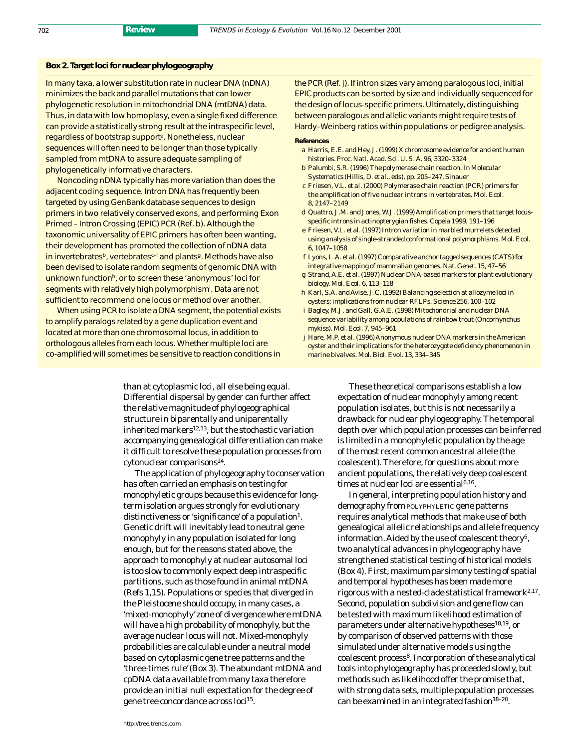### Box 2. Target loci for nuclear phylogeography

In many taxa, a lower substitution rate in nuclear DNA (nDNA) minimizes the back and parallel mutations that can lower phylogenetic resolution in mitochondrial DNA (mtDNA) data. Thus, in data with low homoplasy, even a single fixed difference can provide a statistically strong result at the intraspecific level, regardless of bootstrap support[a]. Nonetheless, nuclear sequences will often need to be longer than those typically sampled from mtDNA to assure adequate sampling of phylogenetically informative characters.

Noncoding nDNA typically has more variation than does the adjacent coding sequence. Intron DNA has frequently been targeted by using GenBank database sequences to design primers in two relatively conserved exons, and performing Exon Primed – Intron Crossing (EPIC) PCR (Ref. b). Although the taxonomic universality of EPIC primers has often been wanting, their development has promoted the collection of nDNA data in invertebrates[b], vertebrates[c–f] and plants[g]. Methods have also been devised to isolate random segments of genomic DNA with unknown function[h], or to screen these 'anonymous' loci for segments with relatively high polymorphism[i]. Data are not sufficient to recommend one locus or method over another.

When using PCR to isolate a DNA segment, the potential exists to amplify paralogs related by a gene duplication event and located at more than one chromosomal locus, in addition to orthologous alleles from each locus. Whether multiple loci are co-amplified will sometimes be sensitive to reaction conditions in the PCR (Ref. j). If intron sizes vary among paralogous loci, initial EPIC products can be sorted by size and individually sequenced for the design of locus-specific primers. Ultimately, distinguishing between paralogous and allelic variants might require tests of Hardy–Weinberg ratios within populations[j] or pedigree analysis.

**References**

- a Harris, E.E. and Hey, J. (1999) X chromosome evidence for ancient human histories. *Proc. Natl. Acad. Sci. U. S. A.* 96, 3320–3324
- b Palumbi, S.R. (1996) The polymerase chain reaction. In *Molecular Systematics* (Hillis, D. *et al*., eds), pp. 205–247, Sinauer
- c Friesen, V.L. *et al.* (2000) Polymerase chain reaction (PCR) primers for the amplification of five nuclear introns in vertebrates. *Mol. Ecol.* 8, 2147–2149
- d Quattro, J.M. and Jones, W.J. (1999) Amplification primers that target locus-specific introns in actinopterygian fishes. *Copeia* 1999, 191–196
- e Friesen, V.L. *et al.* (1997) Intron variation in marbled murrelets detected using analysis of single-stranded conformational polymorphisms. *Mol. Ecol.* 6, 1047–1058
- f Lyons, L.A. *et al.* (1997) Comparative anchor tagged sequences (CATS) for integrative mapping of mammalian genomes. *Nat. Genet.* 15, 47–56
- g Strand, A.E. *et al.* (1997) Nuclear DNA-based markers for plant evolutionary biology. *Mol. Ecol.* 6, 113–118
- h Karl, S.A. and Avise, J.C. (1992) Balancing selection at allozyme loci in oysters: implications from nuclear RFLPs. *Science* 256, 100–102
- i Bagley, M.J. and Gall, G.A.E. (1998) Mitochondrial and nuclear DNA sequence variability among populations of rainbow trout (*Oncorhynchus mykiss*). *Mol. Ecol.* 7, 945–961
- j Hare, M.P. *et al.* (1996) Anonymous nuclear DNA markers in the American oyster and their implications for the heterozygote deficiency phenomenon in marine bivalves. *Mol. Biol. Evol.* 13, 334–345

---

than at cytoplasmic loci, all else being equal. Differential dispersal by gender can further affect the relative magnitude of phylogeographical structure in biparentally and uniparentally inherited markers[12,13], but the stochastic variation accompanying genealogical differentiation can make it difficult to resolve these population processes from cytonuclear comparisons[14].

The application of phylogeography to conservation has often carried an emphasis on testing for monophyletic groups because this evidence for long-term isolation argues strongly for evolutionary distinctiveness or 'significance' of a population[1]. Genetic drift will inevitably lead to neutral gene monophyly in any population isolated for long enough, but for the reasons stated above, the approach to monophyly at nuclear autosomal loci is too slow to commonly expect deep intraspecific partitions, such as those found in animal mtDNA (Refs 1,15). Populations or species that diverged in the Pleistocene should occupy, in many cases, a 'mixed-monophyly' zone of divergence where mtDNA will have a high probability of monophyly, but the average nuclear locus will not. Mixed-monophyly probabilities are calculable under a neutral model based on cytoplasmic gene tree patterns and the 'three-times rule' (Box 3). The abundant mtDNA and cpDNA data available from many taxa therefore provide an initial null expectation for the degree of gene tree concordance across loci[15].

These theoretical comparisons establish a low expectation of nuclear monophyly among recent population isolates, but this is not necessarily a drawback for nuclear phylogeography. The temporal depth over which population processes can be inferred is limited in a monophyletic population by the age of the most recent common ancestral allele (the coalescent). Therefore, for questions about more ancient populations, the relatively deep coalescent times at nuclear loci are essential[6,16].

In general, interpreting population history and demography from POLYPHYLETIC gene patterns requires analytical methods that make use of both genealogical allelic relationships and allele frequency information. Aided by the use of coalescent theory[6], two analytical advances in phylogeography have strengthened statistical testing of historical models (Box 4). First, maximum parsimony testing of spatial and temporal hypotheses has been made more rigorous with a nested-clade statistical framework[2,17]. Second, population subdivision and gene flow can be tested with maximum likelihood estimation of parameters under alternative hypotheses[18,19], or by comparison of observed patterns with those simulated under alternative models using the coalescent process[8]. Incorporation of these analytical tools into phylogeography has proceeded slowly, but methods such as likelihood offer the promise that, with strong data sets, multiple population processes can be examined in an integrated fashion[18–20].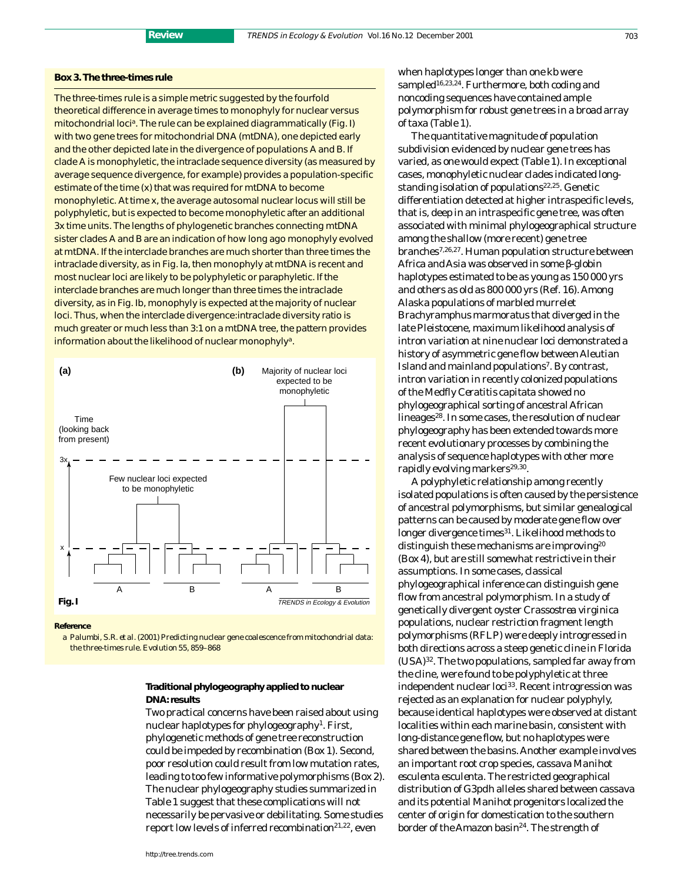### Box 3. The three-times rule

The three-times rule is a simple metric suggested by the fourfold theoretical difference in average times to monophyly for nuclear versus mitochondrial loci[a]. The rule can be explained diagrammatically (Fig. I) with two gene trees for mitochondrial DNA (mtDNA), one depicted early and the other depicted late in the divergence of populations A and B. If clade A is monophyletic, the intraclade sequence diversity (as measured by average sequence divergence, for example) provides a population-specific estimate of the time (*x*) that was required for mtDNA to become monophyletic. At time *x*, the average autosomal nuclear locus will still be polyphyletic, but is expected to become monophyletic after an additional 3*x* time units. The lengths of phylogenetic branches connecting mtDNA sister clades A and B are an indication of how long ago monophyly evolved at mtDNA. If the interclade branches are much shorter than three times the intraclade diversity, as in Fig. Ia, then monophyly at mtDNA is recent and most nuclear loci are likely to be polyphyletic or paraphyletic. If the interclade branches are much longer than three times the intraclade diversity, as in Fig. Ib, monophyly is expected at the majority of nuclear loci. Thus, when the interclade divergence:intraclade diversity ratio is much greater or much less than 3:1 on a mtDNA tree, the pattern provides information about the likelihood of nuclear monophyly[a].

Fig. I

**Reference**

a Palumbi, S.R. *et al.* (2001) Predicting nuclear gene coalescence from mitochondrial data: the three-times rule. *Evolution* 55, 859–868

### Traditional phylogeography applied to nuclear DNA: results

Two practical concerns have been raised about using nuclear haplotypes for phylogeography[1]. First, phylogenetic methods of gene tree reconstruction could be impeded by recombination (Box 1). Second, poor resolution could result from low mutation rates, leading to too few informative polymorphisms (Box 2). The nuclear phylogeography studies summarized in Table 1 suggest that these complications will not necessarily be pervasive or debilitating. Some studies report low levels of inferred recombination[21,22], even when haplotypes longer than one kb were sampled[16,23,24]. Furthermore, both coding and noncoding sequences have contained ample polymorphism for robust gene trees in a broad array of taxa (Table 1).

The quantitative magnitude of population subdivision evidenced by nuclear gene trees has varied, as one would expect (Table 1). In exceptional cases, monophyletic nuclear clades indicated long-standing isolation of populations[22,25]. Genetic differentiation detected at higher intraspecific levels, that is, deep in an intraspecific gene tree, was often associated with minimal phylogeographical structure among the shallow (more recent) gene tree branches[7,26,27]. Human population structure between Africa and Asia was observed in some β-globin haplotypes estimated to be as young as 150 000 yrs and others as old as 800 000 yrs (Ref. 16). Among Alaska populations of marbled murrelet *Brachyramphus marmoratus* that diverged in the late Pleistocene, maximum likelihood analysis of intron variation at nine nuclear loci demonstrated a history of asymmetric gene flow between Aleutian Island and mainland populations[7]. By contrast, intron variation in recently colonized populations of the Medfly *Ceratitis capitata* showed no phylogeographical sorting of ancestral African lineages[28]. In some cases, the resolution of nuclear phylogeography has been extended towards more recent evolutionary processes by combining the analysis of sequence haplotypes with other more rapidly evolving markers[29,30].

A polyphyletic relationship among recently isolated populations is often caused by the persistence of ancestral polymorphisms, but similar genealogical patterns can be caused by moderate gene flow over longer divergence times[31]. Likelihood methods to distinguish these mechanisms are improving[20] (Box 4), but are still somewhat restrictive in their assumptions. In some cases, classical phylogeographical inference can distinguish gene flow from ancestral polymorphism. In a study of genetically divergent oyster *Crassostrea virginica* populations, nuclear restriction fragment length polymorphisms (RFLP) were deeply introgressed in both directions across a steep genetic cline in Florida (USA)[32]. The two populations, sampled far away from the cline, were found to be polyphyletic at three independent nuclear loci[33]. Recent introgression was rejected as an explanation for nuclear polyphyly, because identical haplotypes were observed at distant localities within each marine basin, consistent with long-distance gene flow, but no haplotypes were shared between the basins. Another example involves an important root crop species, cassava *Manihot esculenta esculenta*. The restricted geographical distribution of G3pdh alleles shared between cassava and its potential *Manihot* progenitors localized the center of origin for domestication to the southern border of the Amazon basin[24]. The strength of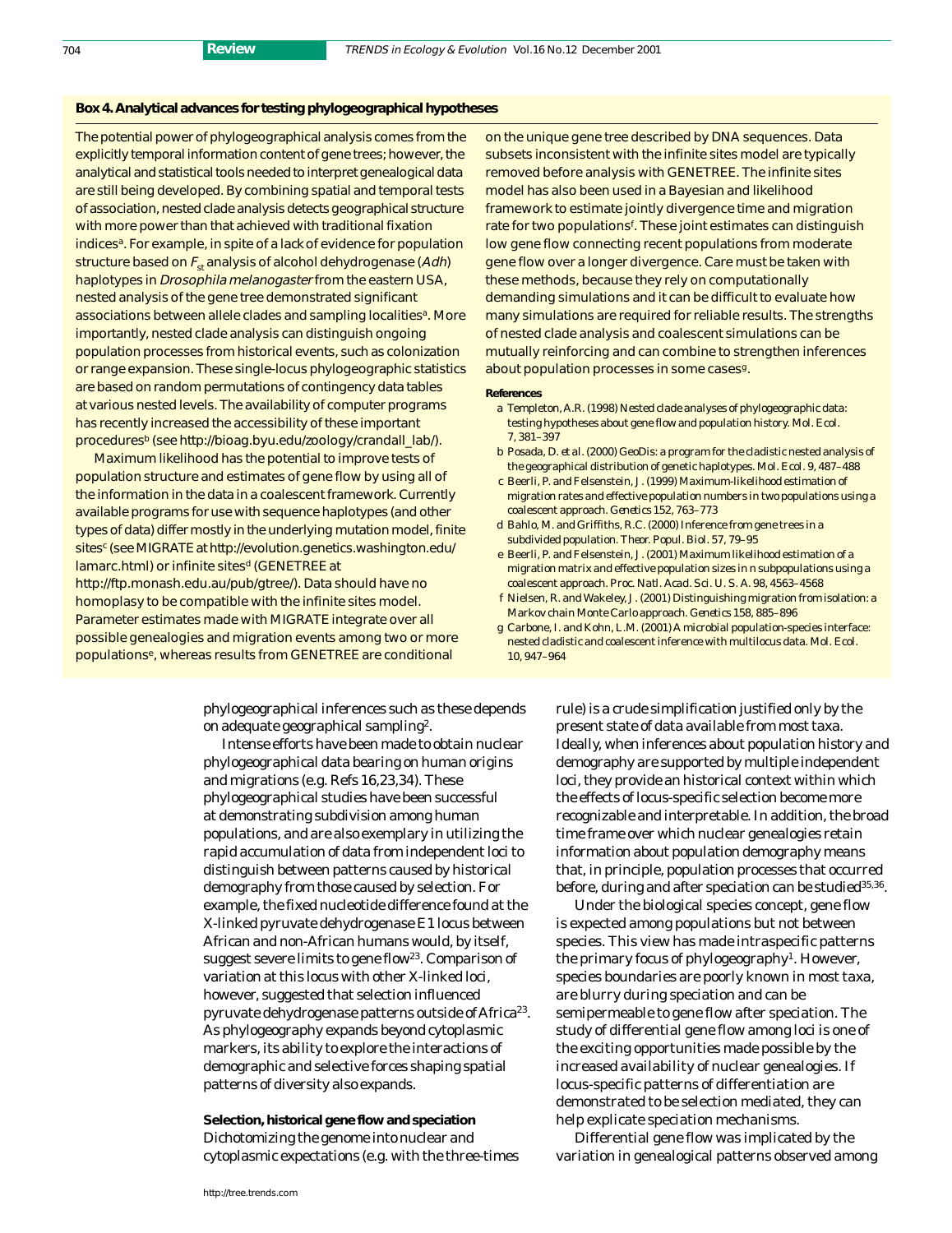**Box 4. Analytical advances for testing phylogeographical hypotheses**

The potential power of phylogeographical analysis comes from the explicitly temporal information content of gene trees; however, the analytical and statistical tools needed to interpret genealogical data are still being developed. By combining spatial and temporal tests of association, nested clade analysis detects geographical structure with more power than that achieved with traditional fixation indices[a]. For example, in spite of a lack of evidence for population structure based on $F_{st}$ analysis of alcohol dehydrogenase (*Adh*) haplotypes in *Drosophila melanogaster* from the eastern USA, nested analysis of the gene tree demonstrated significant associations between allele clades and sampling localities[a]. More importantly, nested clade analysis can distinguish ongoing population processes from historical events, such as colonization or range expansion. These single-locus phylogeographic statistics are based on random permutations of contingency data tables at various nested levels. The availability of computer programs has recently increased the accessibility of these important procedures[b] (see http://bioag.byu.edu/zoology/crandall_lab/).

Maximum likelihood has the potential to improve tests of population structure and estimates of gene flow by using all of the information in the data in a coalescent framework. Currently available programs for use with sequence haplotypes (and other types of data) differ mostly in the underlying mutation model, finite sites[c] (see MIGRATE at http://evolution.genetics.washington.edu/lamarc.html) or infinite sites[d] (GENETREE at http://ftp.monash.edu.au/pub/gtree/). Data should have no homoplasy to be compatible with the infinite sites model. Parameter estimates made with MIGRATE integrate over all possible genealogies and migration events among two or more populations[e], whereas results from GENETREE are conditional on the unique gene tree described by DNA sequences. Data subsets inconsistent with the infinite sites model are typically removed before analysis with GENETREE. The infinite sites model has also been used in a Bayesian and likelihood framework to estimate jointly divergence time and migration rate for two populations[f]. These joint estimates can distinguish low gene flow connecting recent populations from moderate gene flow over a longer divergence. Care must be taken with these methods, because they rely on computationally demanding simulations and it can be difficult to evaluate how many simulations are required for reliable results. The strengths of nested clade analysis and coalescent simulations can be mutually reinforcing and can combine to strengthen inferences about population processes in some cases[g].

**References**

a Templeton, A.R. (1998) Nested clade analyses of phylogeographic data: testing hypotheses about gene flow and population history. *Mol. Ecol.* 7, 381–397

b Posada, D. *et al.* (2000) GeoDis: a program for the cladistic nested analysis of the geographical distribution of genetic haplotypes. *Mol. Ecol.* 9, 487–488

c Beerli, P. and Felsenstein, J. (1999) Maximum-likelihood estimation of migration rates and effective population numbers in two populations using a coalescent approach. *Genetics* 152, 763–773

d Bahlo, M. and Griffiths, R.C. (2000) Inference from gene trees in a subdivided population. *Theor. Popul. Biol.* 57, 79–95

e Beerli, P. and Felsenstein, J. (2001) Maximum likelihood estimation of a migration matrix and effective population sizes in n subpopulations using a coalescent approach. *Proc. Natl. Acad. Sci. U. S. A.* 98, 4563–4568

f Nielsen, R. and Wakeley, J. (2001) Distinguishing migration from isolation: a Markov chain Monte Carlo approach. *Genetics* 158, 885–896

g Carbone, I. and Kohn, L.M. (2001) A microbial population-species interface: nested cladistic and coalescent inference with multilocus data. *Mol. Ecol.* 10, 947–964

phylogeographical inferences such as these depends on adequate geographical sampling[2].

Intense efforts have been made to obtain nuclear phylogeographical data bearing on human origins and migrations (e.g. Refs 16,23,34). These phylogeographical studies have been successful at demonstrating subdivision among human populations, and are also exemplary in utilizing the rapid accumulation of data from independent loci to distinguish between patterns caused by historical demography from those caused by selection. For example, the fixed nucleotide difference found at the X-linked pyruvate dehydrogenase E1 locus between African and non-African humans would, by itself, suggest severe limits to gene flow[23]. Comparison of variation at this locus with other X-linked loci, however, suggested that selection influenced pyruvate dehydrogenase patterns outside of Africa[23]. As phylogeography expands beyond cytoplasmic markers, its ability to explore the interactions of demographic and selective forces shaping spatial patterns of diversity also expands.

**Selection, historical gene flow and speciation**

Dichotomizing the genome into nuclear and cytoplasmic expectations (e.g. with the three-times rule) is a crude simplification justified only by the present state of data available from most taxa. Ideally, when inferences about population history and demography are supported by multiple independent loci, they provide an historical context within which the effects of locus-specific selection become more recognizable and interpretable. In addition, the broad time frame over which nuclear genealogies retain information about population demography means that, in principle, population processes that occurred before, during and after speciation can be studied[35,36].

Under the biological species concept, gene flow is expected among populations but not between species. This view has made intraspecific patterns the primary focus of phylogeography[1]. However, species boundaries are poorly known in most taxa, are blurry during speciation and can be semipermeable to gene flow after speciation. The study of differential gene flow among loci is one of the exciting opportunities made possible by the increased availability of nuclear genealogies. If locus-specific patterns of differentiation are demonstrated to be selection mediated, they can help explicate speciation mechanisms.

Differential gene flow was implicated by the variation in genealogical patterns observed among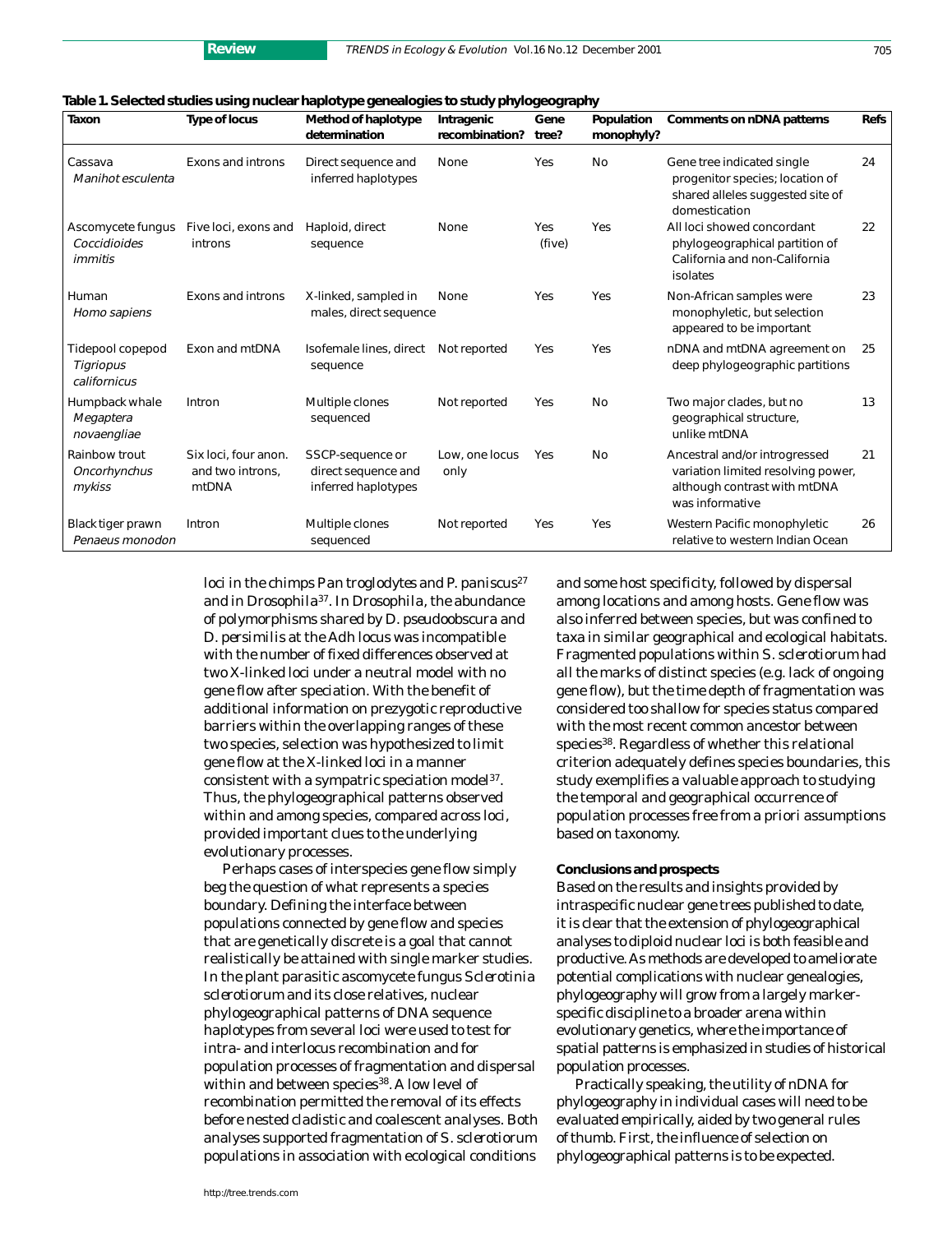**Table 1. Selected studies using nuclear haplotype genealogies to study phylogeography**

| Taxon | Type of locus | Method of haplotype determination | Intragenic recombination? | Gene tree? | Population monophyly? | Comments on nDNA patterns | Refs |
|---|---|---|---|---|---|---|---|
| Cassava *Manihot esculenta* | Exons and introns | Direct sequence and inferred haplotypes | None | Yes | No | Gene tree indicated single progenitor species; location of shared alleles suggested site of domestication | 24 |
| Ascomycete fungus *Coccidioides immitis* | Five loci, exons and introns | Haploid, direct sequence | None | Yes (five) | Yes | All loci showed concordant phylogeographical partition of California and non-California isolates | 22 |
| Human *Homo sapiens* | Exons and introns | X-linked, sampled in males, direct sequence | None | Yes | Yes | Non-African samples were monophyletic, but selection appeared to be important | 23 |
| Tidepool copepod *Tigriopus californicus* | Exon and mtDNA | Isofemale lines, direct sequence | Not reported | Yes | Yes | nDNA and mtDNA agreement on deep phylogeographic partitions | 25 |
| Humpback whale *Megaptera novaengliae* | Intron | Multiple clones sequenced | Not reported | Yes | No | Two major clades, but no geographical structure, unlike mtDNA | 13 |
| Rainbow trout *Oncorhynchus mykiss* | Six loci, four anon. and two introns, mtDNA | SSCP-sequence or direct sequence and inferred haplotypes | Low, one locus only | Yes | No | Ancestral and/or introgressed variation limited resolving power, although contrast with mtDNA was informative | 21 |
| Black tiger prawn *Penaeus monodon* | Intron | Multiple clones sequenced | Not reported | Yes | Yes | Western Pacific monophyletic relative to western Indian Ocean | 26 |

loci in the chimps *Pan troglodytes* and *P. paniscus*[27] and in *Drosophila*[37]. In *Drosophila*, the abundance of polymorphisms shared by *D. pseudoobscura* and *D. persimilis* at the *Adh* locus was incompatible with the number of fixed differences observed at two X-linked loci under a neutral model with no gene flow after speciation. With the benefit of additional information on prezygotic reproductive barriers within the overlapping ranges of these two species, selection was hypothesized to limit gene flow at the X-linked loci in a manner consistent with a sympatric speciation model[37]. Thus, the phylogeographical patterns observed within and among species, compared across loci, provided important clues to the underlying evolutionary processes.

Perhaps cases of interspecies gene flow simply beg the question of what represents a species boundary. Defining the interface between populations connected by gene flow and species that are genetically discrete is a goal that cannot realistically be attained with single marker studies. In the plant parasitic ascomycete fungus *Sclerotinia sclerotiorum* and its close relatives, nuclear phylogeographical patterns of DNA sequence haplotypes from several loci were used to test for intra- and interlocus recombination and for population processes of fragmentation and dispersal within and between species[38]. A low level of recombination permitted the removal of its effects before nested cladistic and coalescent analyses. Both analyses supported fragmentation of *S. sclerotiorum* populations in association with ecological conditions and some host specificity, followed by dispersal among locations and among hosts. Gene flow was also inferred between species, but was confined to taxa in similar geographical and ecological habitats. Fragmented populations within *S. sclerotiorum* had all the marks of distinct species (e.g. lack of ongoing gene flow), but the time depth of fragmentation was considered too shallow for species status compared with the most recent common ancestor between species[38]. Regardless of whether this relational criterion adequately defines species boundaries, this study exemplifies a valuable approach to studying the temporal and geographical occurrence of population processes free from *a priori* assumptions based on taxonomy.

### Conclusions and prospects

Based on the results and insights provided by intraspecific nuclear gene trees published to date, it is clear that the extension of phylogeographical analyses to diploid nuclear loci is both feasible and productive. As methods are developed to ameliorate potential complications with nuclear genealogies, phylogeography will grow from a largely marker-specific discipline to a broader arena within evolutionary genetics, where the importance of spatial patterns is emphasized in studies of historical population processes.

Practically speaking, the utility of nDNA for phylogeography in individual cases will need to be evaluated empirically, aided by two general rules of thumb. First, the influence of selection on phylogeographical patterns is to be expected.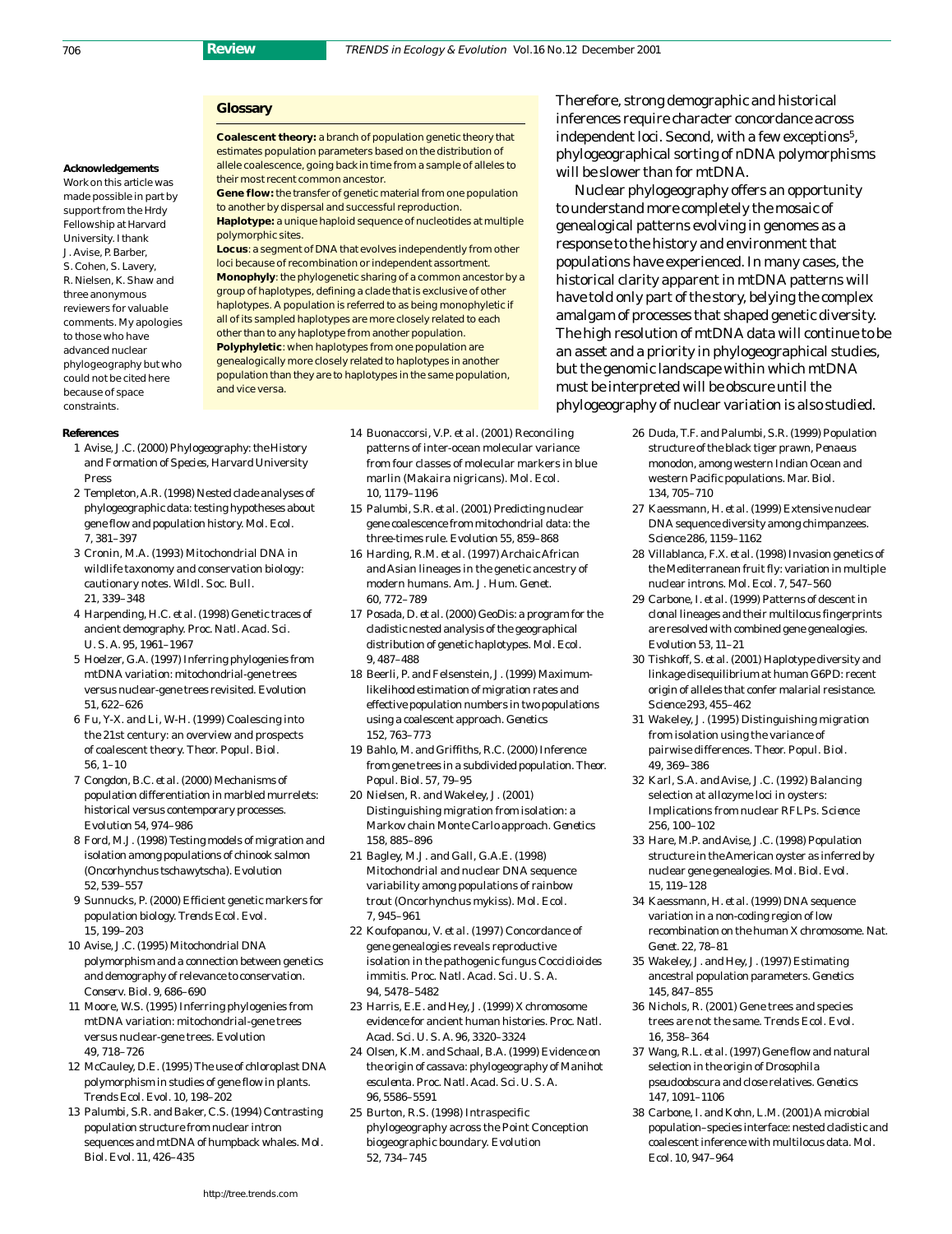Therefore, strong demographic and historical inferences require character concordance across independent loci. Second, with a few exceptions[5], phylogeographical sorting of nDNA polymorphisms will be slower than for mtDNA.

Nuclear phylogeography offers an opportunity to understand more completely the mosaic of genealogical patterns evolving in genomes as a response to the history and environment that populations have experienced. In many cases, the historical clarity apparent in mtDNA patterns will have told only part of the story, belying the complex amalgam of processes that shaped genetic diversity. The high resolution of mtDNA data will continue to be an asset and a priority in phylogeographical studies, but the genomic landscape within which mtDNA must be interpreted will be obscure until the phylogeography of nuclear variation is also studied.

### Glossary

**Coalescent theory:** a branch of population genetic theory that estimates population parameters based on the distribution of allele coalescence, going back in time from a sample of alleles to their most recent common ancestor.
**Gene flow:** the transfer of genetic material from one population to another by dispersal and successful reproduction.
**Haplotype:** a unique haploid sequence of nucleotides at multiple polymorphic sites.
**Locus**: a segment of DNA that evolves independently from other loci because of recombination or independent assortment.
**Monophyly**: the phylogenetic sharing of a common ancestor by a group of haplotypes, defining a clade that is exclusive of other haplotypes. A population is referred to as being monophyletic if all of its sampled haplotypes are more closely related to each other than to any haplotype from another population.
**Polyphyletic**: when haplotypes from one population are genealogically more closely related to haplotypes in another population than they are to haplotypes in the same population, and vice versa.

#### Acknowledgements

Work on this article was made possible in part by support from the Hrdy Fellowship at Harvard University. I thank J. Avise, P. Barber, S. Cohen, S. Lavery, R. Nielsen, K. Shaw and three anonymous reviewers for valuable comments. My apologies to those who have advanced nuclear phylogeography but who could not be cited here because of space constraints.

#### References

1 Avise, J.C. (2000) *Phylogeography: the History and Formation of Species*, Harvard University Press
2 Templeton, A.R. (1998) Nested clade analyses of phylogeographic data: testing hypotheses about gene flow and population history. *Mol. Ecol.* 7, 381–397
3 Cronin, M.A. (1993) Mitochondrial DNA in wildlife taxonomy and conservation biology: cautionary notes. *Wildl. Soc. Bull.* 21, 339–348
4 Harpending, H.C. *et al.* (1998) Genetic traces of ancient demography. *Proc. Natl. Acad. Sci. U. S. A.* 95, 1961–1967
5 Hoelzer, G.A. (1997) Inferring phylogenies from mtDNA variation: mitochondrial-gene trees versus nuclear-gene trees revisited. *Evolution* 51, 622–626
6 Fu, Y-X. and Li, W-H. (1999) Coalescing into the 21st century: an overview and prospects of coalescent theory. *Theor. Popul. Biol.* 56, 1–10
7 Congdon, B.C. *et al.* (2000) Mechanisms of population differentiation in marbled murrelets: historical versus contemporary processes. *Evolution* 54, 974–986
8 Ford, M.J. (1998) Testing models of migration and isolation among populations of chinook salmon (*Oncorhynchus tschawytscha*). *Evolution* 52, 539–557
9 Sunnucks, P. (2000) Efficient genetic markers for population biology. *Trends Ecol. Evol.* 15, 199–203
10 Avise, J.C. (1995) Mitochondrial DNA polymorphism and a connection between genetics and demography of relevance to conservation. *Conserv. Biol.* 9, 686–690
11 Moore, W.S. (1995) Inferring phylogenies from mtDNA variation: mitochondrial-gene trees versus nuclear-gene trees. *Evolution* 49, 718–726
12 McCauley, D.E. (1995) The use of chloroplast DNA polymorphism in studies of gene flow in plants. *Trends Ecol. Evol.* 10, 198–202
13 Palumbi, S.R. and Baker, C.S. (1994) Contrasting population structure from nuclear intron sequences and mtDNA of humpback whales. *Mol. Biol. Evol.* 11, 426–435
14 Buonaccorsi, V.P. *et al.* (2001) Reconciling patterns of inter-ocean molecular variance from four classes of molecular markers in blue marlin (*Makaira nigricans*). *Mol. Ecol.* 10, 1179–1196
15 Palumbi, S.R. *et al.* (2001) Predicting nuclear gene coalescence from mitochondrial data: the three-times rule. *Evolution* 55, 859–868
16 Harding, R.M. *et al.* (1997) Archaic African and Asian lineages in the genetic ancestry of modern humans. *Am. J. Hum. Genet.* 60, 772–789
17 Posada, D. *et al.* (2000) GeoDis: a program for the cladistic nested analysis of the geographical distribution of genetic haplotypes. *Mol. Ecol.* 9, 487–488
18 Beerli, P. and Felsenstein, J. (1999) Maximum-likelihood estimation of migration rates and effective population numbers in two populations using a coalescent approach. *Genetics* 152, 763–773
19 Bahlo, M. and Griffiths, R.C. (2000) Inference from gene trees in a subdivided population. *Theor. Popul. Biol.* 57, 79–95
20 Nielsen, R. and Wakeley, J. (2001) Distinguishing migration from isolation: a Markov chain Monte Carlo approach. *Genetics* 158, 885–896
21 Bagley, M.J. and Gall, G.A.E. (1998) Mitochondrial and nuclear DNA sequence variability among populations of rainbow trout (*Oncorhynchus mykiss*). *Mol. Ecol.* 7, 945–961
22 Koufopanou, V. *et al.* (1997) Concordance of gene genealogies reveals reproductive isolation in the pathogenic fungus *Coccidioides immitis*. *Proc. Natl. Acad. Sci. U. S. A.* 94, 5478–5482
23 Harris, E.E. and Hey, J. (1999) X chromosome evidence for ancient human histories. *Proc. Natl. Acad. Sci. U. S. A.* 96, 3320–3324
24 Olsen, K.M. and Schaal, B.A. (1999) Evidence on the origin of cassava: phylogeography of *Manihot esculenta*. *Proc. Natl. Acad. Sci. U. S. A.* 96, 5586–5591
25 Burton, R.S. (1998) Intraspecific phylogeography across the Point Conception biogeographic boundary. *Evolution* 52, 734–745
26 Duda, T.F. and Palumbi, S.R. (1999) Population structure of the black tiger prawn, *Penaeus monodon*, among western Indian Ocean and western Pacific populations. *Mar. Biol.* 134, 705–710
27 Kaessmann, H. *et al.* (1999) Extensive nuclear DNA sequence diversity among chimpanzees. *Science* 286, 1159–1162
28 Villablanca, F.X. *et al.* (1998) Invasion genetics of the Mediterranean fruit fly: variation in multiple nuclear introns. *Mol. Ecol.* 7, 547–560
29 Carbone, I. *et al.* (1999) Patterns of descent in clonal lineages and their multilocus fingerprints are resolved with combined gene genealogies. *Evolution* 53, 11–21
30 Tishkoff, S. *et al.* (2001) Haplotype diversity and linkage disequilibrium at human G6PD: recent origin of alleles that confer malarial resistance. *Science* 293, 455–462
31 Wakeley, J. (1995) Distinguishing migration from isolation using the variance of pairwise differences. *Theor. Popul. Biol.* 49, 369–386
32 Karl, S.A. and Avise, J.C. (1992) Balancing selection at allozyme loci in oysters: Implications from nuclear RFLPs. *Science* 256, 100–102
33 Hare, M.P. and Avise, J.C. (1998) Population structure in the American oyster as inferred by nuclear gene genealogies. *Mol. Biol. Evol.* 15, 119–128
34 Kaessmann, H. *et al.* (1999) DNA sequence variation in a non-coding region of low recombination on the human X chromosome. *Nat. Genet.* 22, 78–81
35 Wakeley, J. and Hey, J. (1997) Estimating ancestral population parameters. *Genetics* 145, 847–855
36 Nichols, R. (2001) Gene trees and species trees are not the same. *Trends Ecol. Evol.* 16, 358–364
37 Wang, R.L. *et al.* (1997) Gene flow and natural selection in the origin of *Drosophila pseudoobscura* and close relatives. *Genetics* 147, 1091–1106
38 Carbone, I. and Kohn, L.M. (2001) A microbial population–species interface: nested cladistic and coalescent inference with multilocus data. *Mol. Ecol.* 10, 947–964